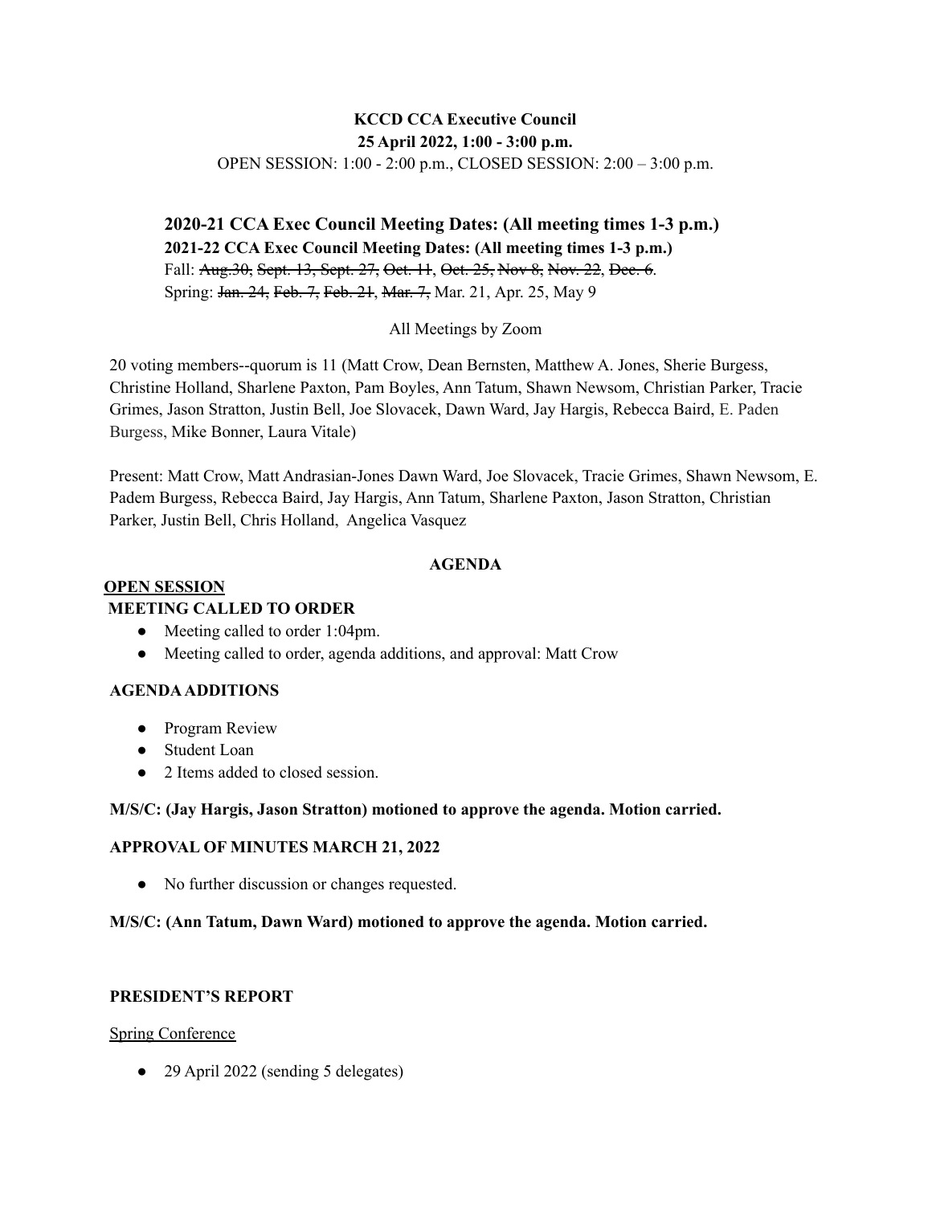**KCCD CCA Executive Council**
**25 April 2022, 1:00 - 3:00 p.m.**
OPEN SESSION: 1:00 - 2:00 p.m., CLOSED SESSION: 2:00 – 3:00 p.m.

**2020-21 CCA Exec Council Meeting Dates: (All meeting times 1-3 p.m.)**
**2021-22 CCA Exec Council Meeting Dates: (All meeting times 1-3 p.m.)**
Fall: ~~Aug.30~~, ~~Sept. 13~~, ~~Sept. 27~~, ~~Oct. 11~~, ~~Oct. 25~~, ~~Nov 8~~, ~~Nov. 22~~, ~~Dec. 6~~.
Spring: ~~Jan. 24~~, ~~Feb. 7~~, ~~Feb. 21~~, ~~Mar. 7~~, Mar. 21, Apr. 25, May 9

All Meetings by Zoom

20 voting members--quorum is 11 (Matt Crow, Dean Bernsten, Matthew A. Jones, Sherie Burgess, Christine Holland, Sharlene Paxton, Pam Boyles, Ann Tatum, Shawn Newsom, Christian Parker, Tracie Grimes, Jason Stratton, Justin Bell, Joe Slovacek, Dawn Ward, Jay Hargis, Rebecca Baird, E. Paden Burgess, Mike Bonner, Laura Vitale)

Present: Matt Crow, Matt Andrasian-Jones Dawn Ward, Joe Slovacek, Tracie Grimes, Shawn Newsom, E. Padem Burgess, Rebecca Baird, Jay Hargis, Ann Tatum, Sharlene Paxton, Jason Stratton, Christian Parker, Justin Bell, Chris Holland, Angelica Vasquez

**AGENDA**

**OPEN SESSION**

**MEETING CALLED TO ORDER**

- Meeting called to order 1:04pm.
- Meeting called to order, agenda additions, and approval: Matt Crow

**AGENDA ADDITIONS**

- Program Review
- Student Loan
- 2 Items added to closed session.

**M/S/C: (Jay Hargis, Jason Stratton) motioned to approve the agenda. Motion carried.**

**APPROVAL OF MINUTES MARCH 21, 2022**

- No further discussion or changes requested.

**M/S/C: (Ann Tatum, Dawn Ward) motioned to approve the agenda. Motion carried.**

**PRESIDENT'S REPORT**

Spring Conference

- 29 April 2022 (sending 5 delegates)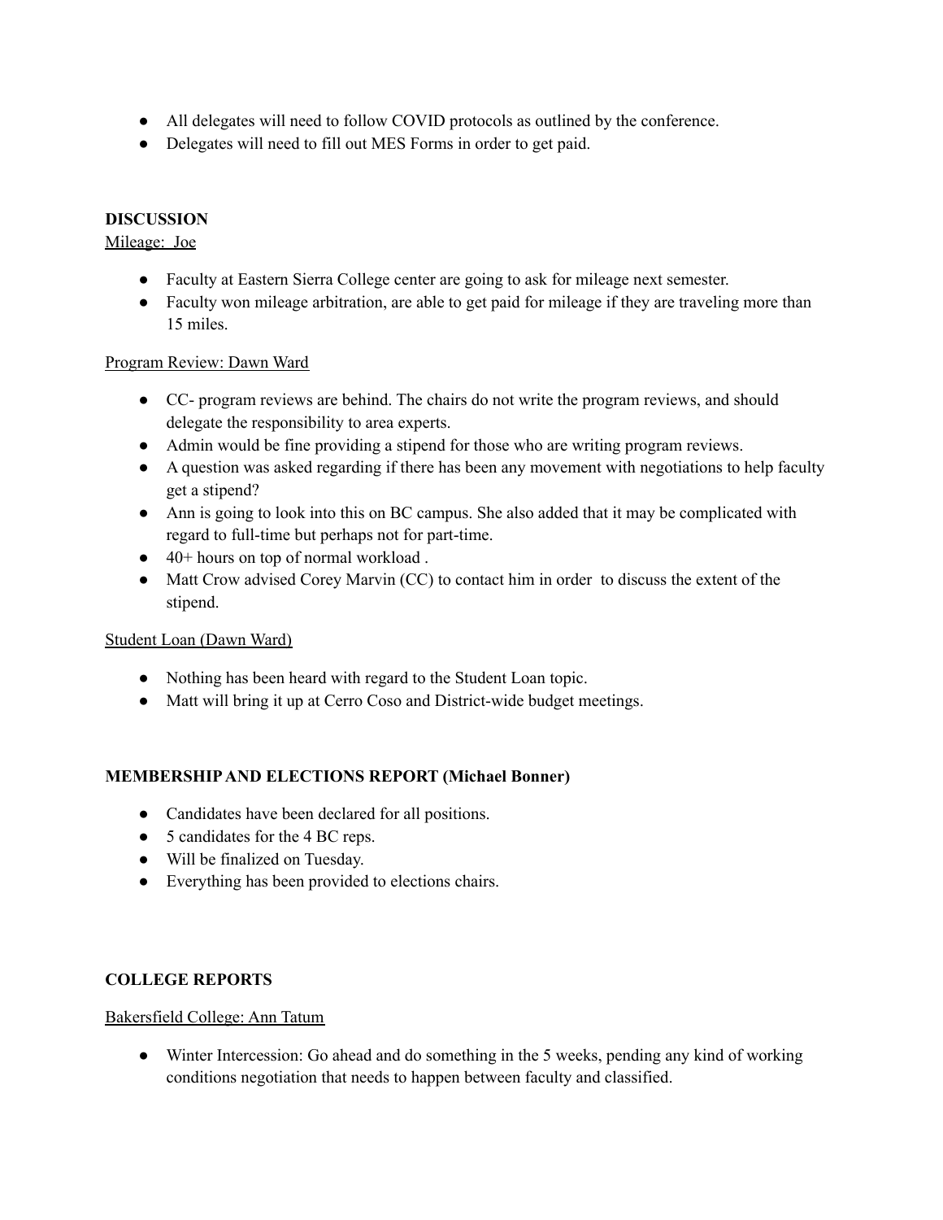- All delegates will need to follow COVID protocols as outlined by the conference.
- Delegates will need to fill out MES Forms in order to get paid.

**DISCUSSION**

Mileage: Joe

- Faculty at Eastern Sierra College center are going to ask for mileage next semester.
- Faculty won mileage arbitration, are able to get paid for mileage if they are traveling more than 15 miles.

Program Review: Dawn Ward

- CC- program reviews are behind. The chairs do not write the program reviews, and should delegate the responsibility to area experts.
- Admin would be fine providing a stipend for those who are writing program reviews.
- A question was asked regarding if there has been any movement with negotiations to help faculty get a stipend?
- Ann is going to look into this on BC campus. She also added that it may be complicated with regard to full-time but perhaps not for part-time.
- 40+ hours on top of normal workload .
- Matt Crow advised Corey Marvin (CC) to contact him in order to discuss the extent of the stipend.

Student Loan (Dawn Ward)

- Nothing has been heard with regard to the Student Loan topic.
- Matt will bring it up at Cerro Coso and District-wide budget meetings.

**MEMBERSHIP AND ELECTIONS REPORT (Michael Bonner)**

- Candidates have been declared for all positions.
- 5 candidates for the 4 BC reps.
- Will be finalized on Tuesday.
- Everything has been provided to elections chairs.

**COLLEGE REPORTS**

Bakersfield College: Ann Tatum

- Winter Intercession: Go ahead and do something in the 5 weeks, pending any kind of working conditions negotiation that needs to happen between faculty and classified.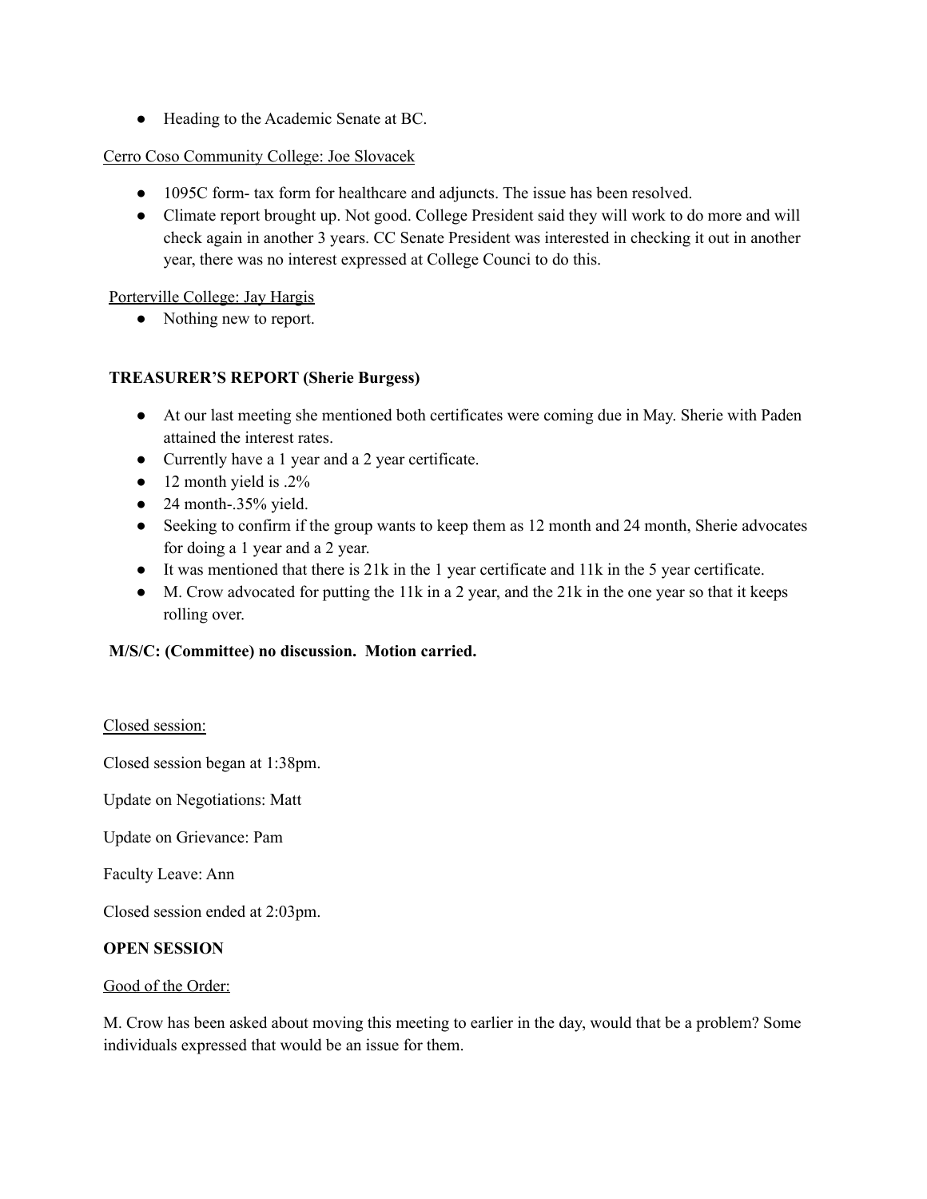- Heading to the Academic Senate at BC.

Cerro Coso Community College: Joe Slovacek

- 1095C form- tax form for healthcare and adjuncts. The issue has been resolved.
- Climate report brought up. Not good. College President said they will work to do more and will check again in another 3 years. CC Senate President was interested in checking it out in another year, there was no interest expressed at College Counci to do this.

Porterville College: Jay Hargis

- Nothing new to report.

**TREASURER'S REPORT (Sherie Burgess)**

- At our last meeting she mentioned both certificates were coming due in May. Sherie with Paden attained the interest rates.
- Currently have a 1 year and a 2 year certificate.
- 12 month yield is .2%
- 24 month-.35% yield.
- Seeking to confirm if the group wants to keep them as 12 month and 24 month, Sherie advocates for doing a 1 year and a 2 year.
- It was mentioned that there is 21k in the 1 year certificate and 11k in the 5 year certificate.
- M. Crow advocated for putting the 11k in a 2 year, and the 21k in the one year so that it keeps rolling over.

**M/S/C: (Committee) no discussion. Motion carried.**

Closed session:

Closed session began at 1:38pm.

Update on Negotiations: Matt

Update on Grievance: Pam

Faculty Leave: Ann

Closed session ended at 2:03pm.

**OPEN SESSION**

Good of the Order:

M. Crow has been asked about moving this meeting to earlier in the day, would that be a problem? Some individuals expressed that would be an issue for them.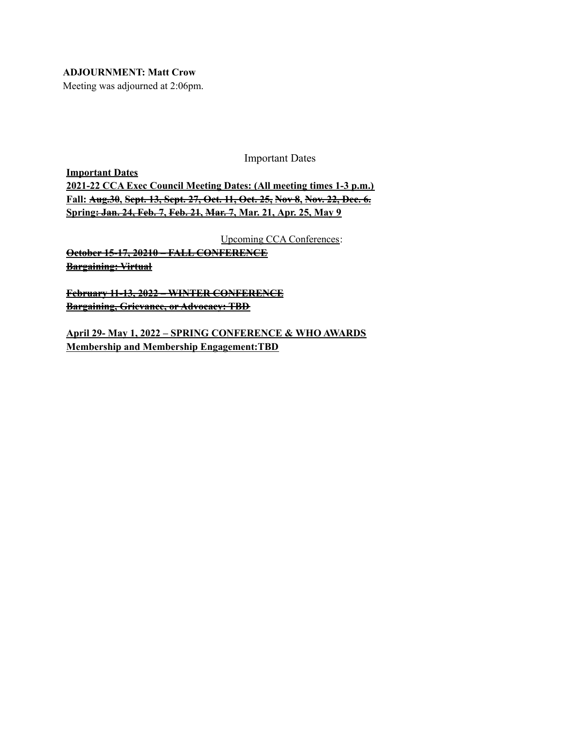**ADJOURNMENT: Matt Crow**

Meeting was adjourned at 2:06pm.

Important Dates

**Important Dates**

**2021-22 CCA Exec Council Meeting Dates: (All meeting times 1-3 p.m.)**

**Fall: ~~Aug.30~~, ~~Sept. 13, Sept. 27, Oct. 11, Oct. 25,~~ ~~Nov 8~~, ~~Nov. 22, Dec. 6.~~**

**Spring~~: Jan. 24, Feb. 7, Feb. 21~~, ~~Mar. 7~~, Mar. 21, Apr. 25, May 9**

Upcoming CCA Conferences:

**~~October 15-17, 20210 – FALL CONFERENCE~~**
**~~Bargaining: Virtual~~**

**~~February 11-13, 2022 – WINTER CONFERENCE~~**
**~~Bargaining, Grievance, or Advocacy: TBD~~**

**April 29- May 1, 2022 – SPRING CONFERENCE & WHO AWARDS**
**Membership and Membership Engagement:TBD**